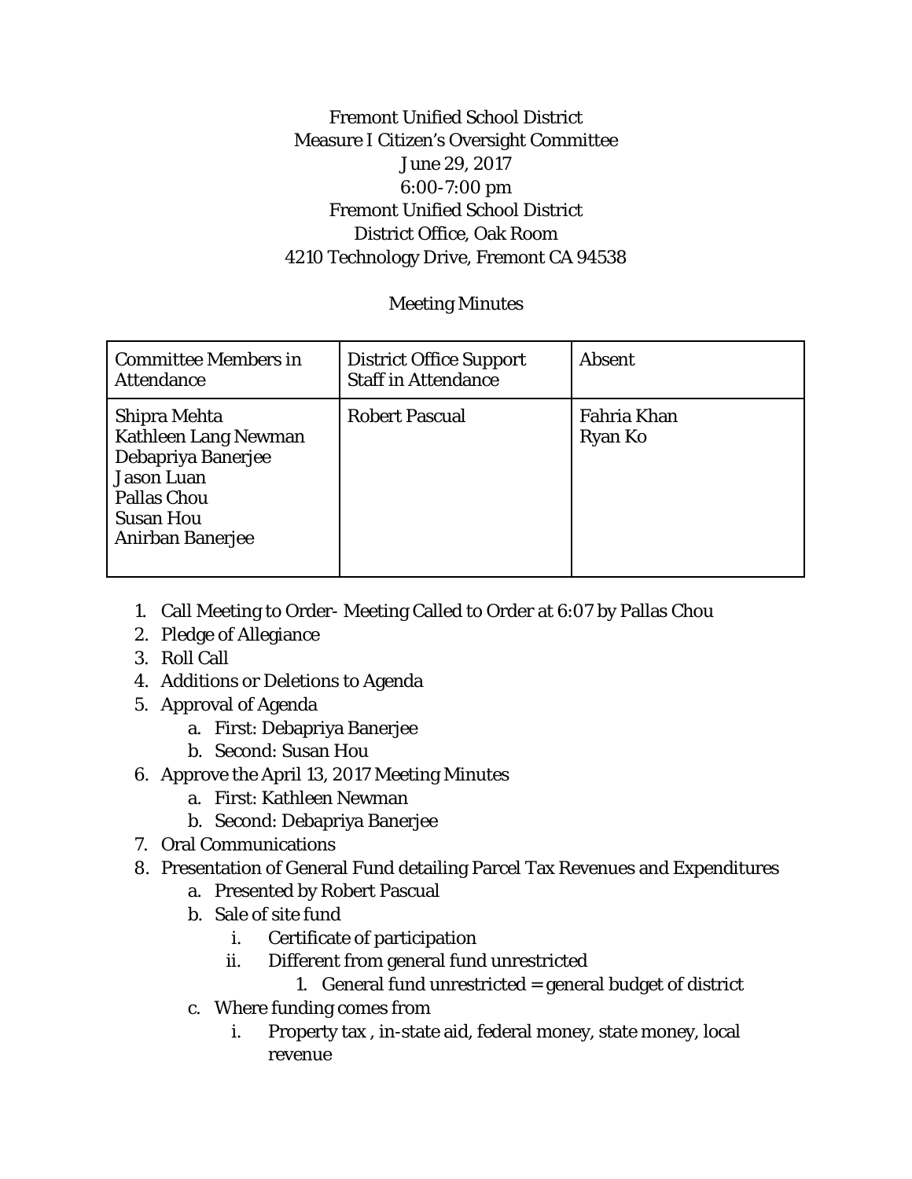Fremont Unified School District
Measure I Citizen's Oversight Committee
June 29, 2017
6:00-7:00 pm
Fremont Unified School District
District Office, Oak Room
4210 Technology Drive, Fremont CA 94538

Meeting Minutes

| Committee Members in Attendance | District Office Support Staff in Attendance | Absent |
|---|---|---|
| Shipra Mehta<br>Kathleen Lang Newman<br>Debapriya Banerjee<br>Jason Luan<br>Pallas Chou<br>Susan Hou<br>Anirban Banerjee | Robert Pascual | Fahria Khan<br>Ryan Ko |

1. Call Meeting to Order- Meeting Called to Order at 6:07 by Pallas Chou
2. Pledge of Allegiance
3. Roll Call
4. Additions or Deletions to Agenda
5. Approval of Agenda
   a. First: Debapriya Banerjee
   b. Second: Susan Hou
6. Approve the April 13, 2017 Meeting Minutes
   a. First: Kathleen Newman
   b. Second: Debapriya Banerjee
7. Oral Communications
8. Presentation of General Fund detailing Parcel Tax Revenues and Expenditures
   a. Presented by Robert Pascual
   b. Sale of site fund
      i. Certificate of participation
      ii. Different from general fund unrestricted
         1. General fund unrestricted = general budget of district
   c. Where funding comes from
      i. Property tax , in-state aid, federal money, state money, local revenue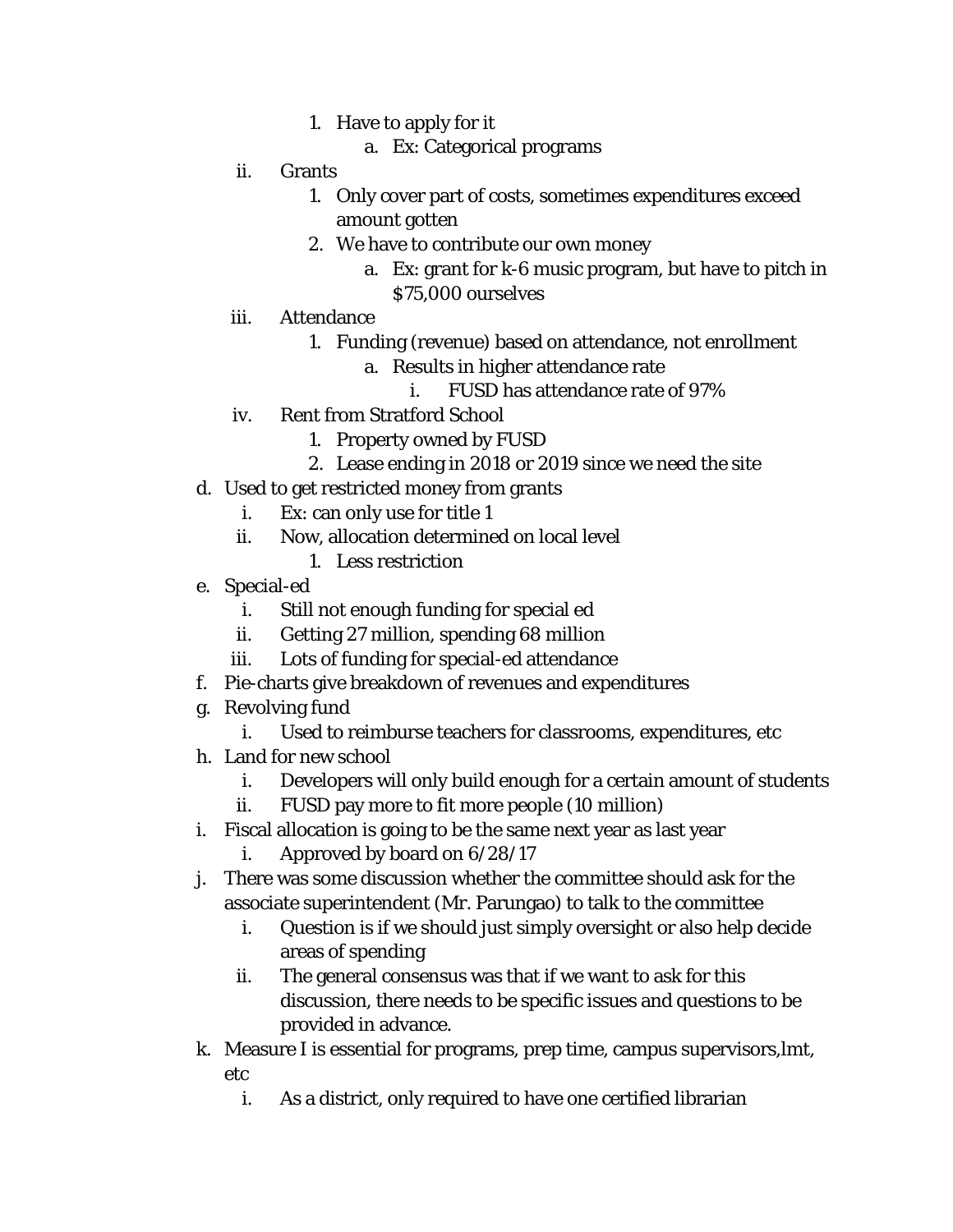1. Have to apply for it
                a. Ex: Categorical programs
    ii. Grants
        1. Only cover part of costs, sometimes expenditures exceed amount gotten
        2. We have to contribute our own money
            a. Ex: grant for k-6 music program, but have to pitch in $75,000 ourselves
    iii. Attendance
        1. Funding (revenue) based on attendance, not enrollment
            a. Results in higher attendance rate
                i. FUSD has attendance rate of 97%
    iv. Rent from Stratford School
        1. Property owned by FUSD
        2. Lease ending in 2018 or 2019 since we need the site

d. Used to get restricted money from grants
    i. Ex: can only use for title 1
    ii. Now, allocation determined on local level
        1. Less restriction

e. Special-ed
    i. Still not enough funding for special ed
    ii. Getting 27 million, spending 68 million
    iii. Lots of funding for special-ed attendance

f. Pie-charts give breakdown of revenues and expenditures

g. Revolving fund
    i. Used to reimburse teachers for classrooms, expenditures, etc

h. Land for new school
    i. Developers will only build enough for a certain amount of students
    ii. FUSD pay more to fit more people (10 million)

i. Fiscal allocation is going to be the same next year as last year
    i. Approved by board on 6/28/17

j. There was some discussion whether the committee should ask for the associate superintendent (Mr. Parungao) to talk to the committee
    i. Question is if we should just simply oversight or also help decide areas of spending
    ii. The general consensus was that if we want to ask for this discussion, there needs to be specific issues and questions to be provided in advance.

k. Measure I is essential for programs, prep time, campus supervisors,lmt, etc
    i. As a district, only required to have one certified librarian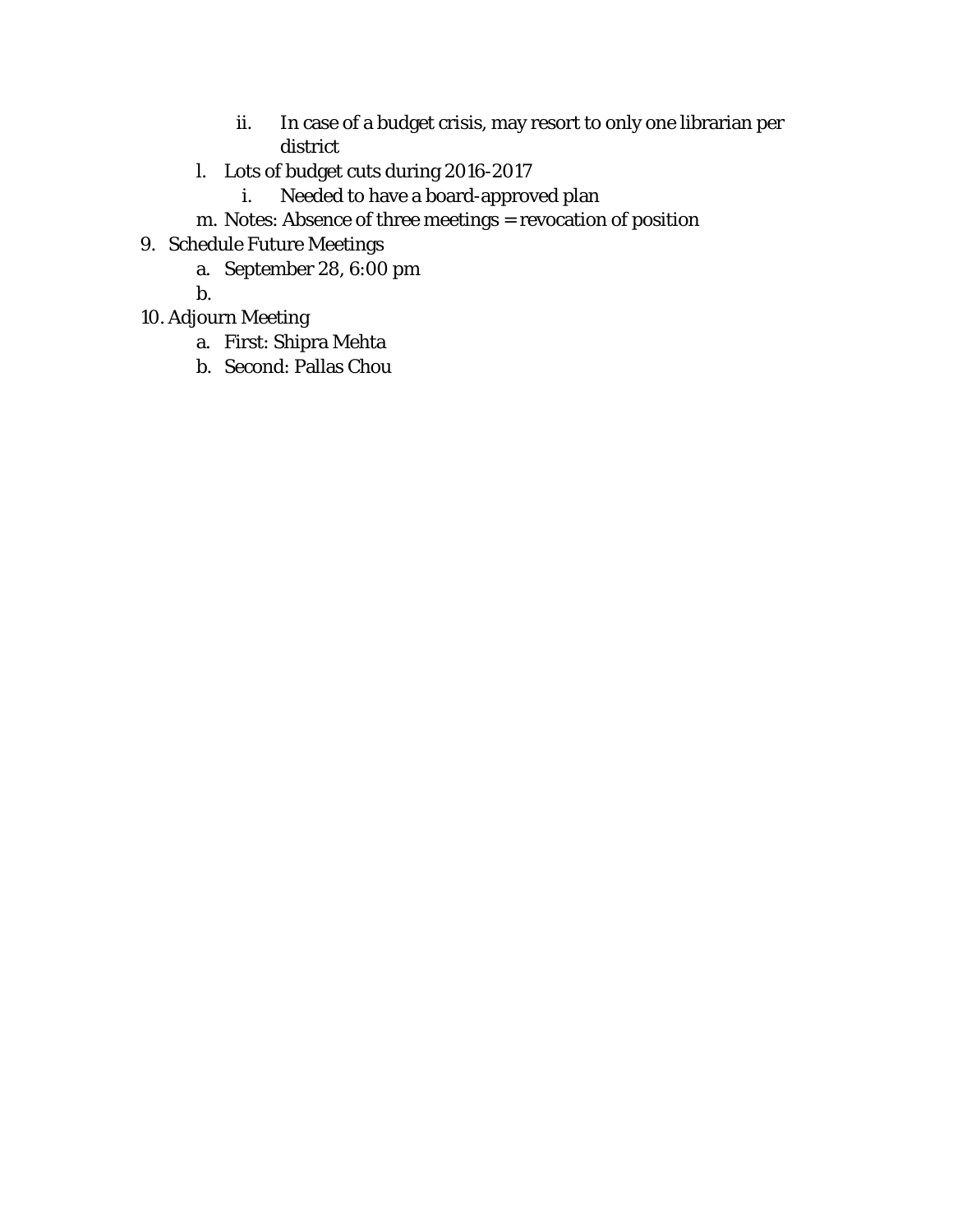ii. In case of a budget crisis, may resort to only one librarian per district
    l. Lots of budget cuts during 2016-2017
        i. Needed to have a board-approved plan
    m. Notes: Absence of three meetings = revocation of position
9. Schedule Future Meetings
    a. September 28, 6:00 pm
    b.
10. Adjourn Meeting
    a. First: Shipra Mehta
    b. Second: Pallas Chou